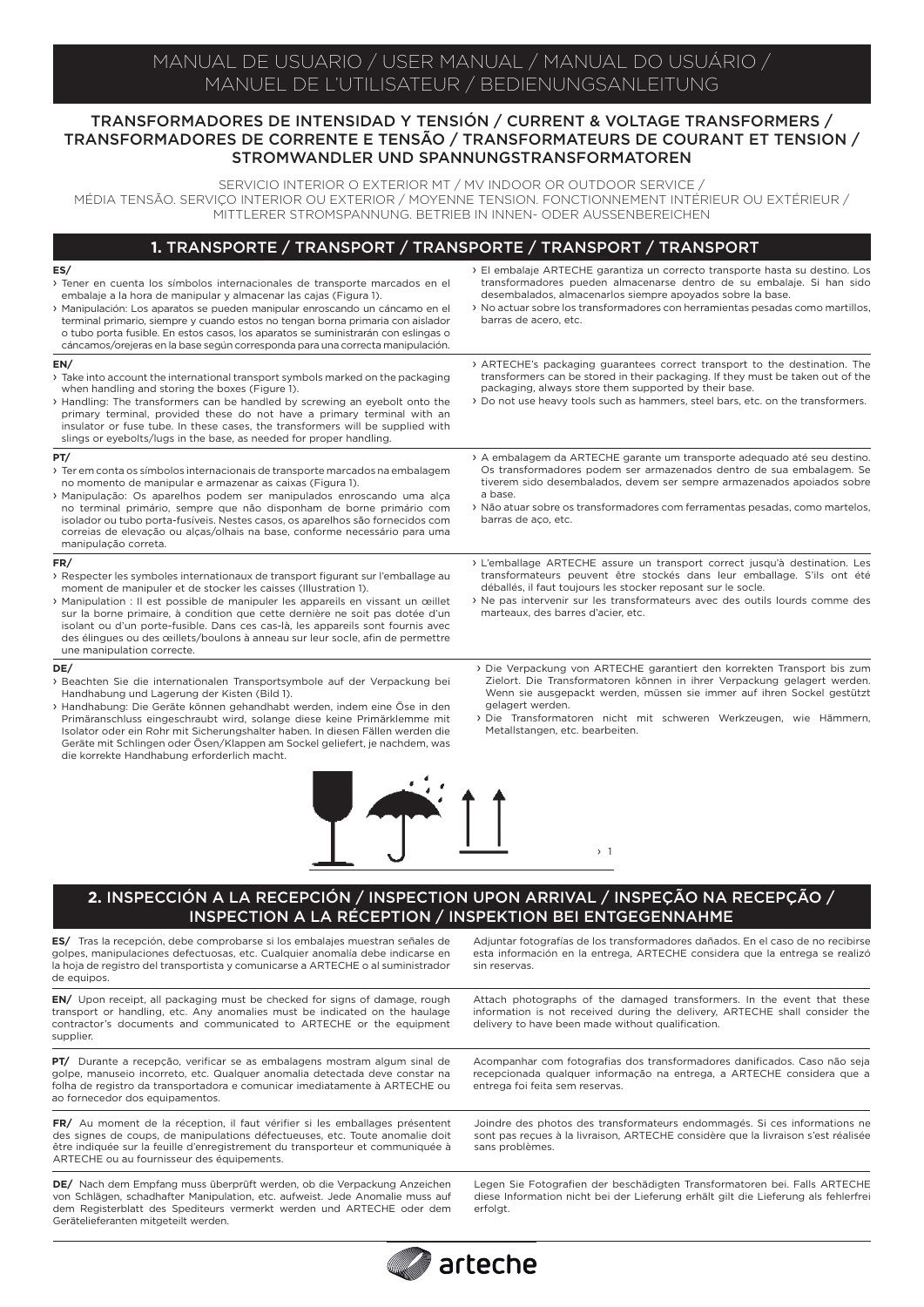# MANUAL DE USUARIO / USER MANUAL / MANUAL DO USUÁRIO / MANUEL DE L'UTILISATEUR / BEDIENUNGSANLEITUNG

## TRANSFORMADORES DE INTENSIDAD Y TENSIÓN / CURRENT & VOLTAGE TRANSFORMERS / TRANSFORMADORES DE CORRENTE E TENSÃO / TRANSFORMATEURS DE COURANT ET TENSION / STROMWANDLER UND SPANNUNGSTRANSFORMATOREN

SERVICIO INTERIOR O EXTERIOR MT / MV INDOOR OR OUTDOOR SERVICE / MÉDIA TENSÃO. SERVIÇO INTERIOR OU EXTERIOR / MOYENNE TENSION. FONCTIONNEMENT INTÉRIEUR OU EXTÉRIEUR / MITTLERER STROMSPANNUNG. BETRIEB IN INNEN- ODER AUSSENBEREICHEN

## 1. TRANSPORTE / TRANSPORT / TRANSPORTE / TRANSPORT / TRANSPORT

**ES/**

- Tener en cuenta los símbolos internacionales de transporte marcados en el embalaje a la hora de manipular y almacenar las cajas (Figura 1).
- Manipulación: Los aparatos se pueden manipular enroscando un cáncamo en el terminal primario, siempre y cuando estos no tengan borna primaria con aislador o tubo porta fusible. En estos casos, los aparatos se suministrarán con eslingas o cáncamos/orejeras en la base según corresponda para una correcta manipulación.
- El embalaje ARTECHE garantiza un correcto transporte hasta su destino. Los transformadores pueden almacenarse dentro de su embalaje. Si han sido desembalados, almacenarlos siempre apoyados sobre la base.
- No actuar sobre los transformadores con herramientas pesadas como martillos, barras de acero, etc.

**EN/**

- Take into account the international transport symbols marked on the packaging when handling and storing the boxes (Figure 1).
- Handling: The transformers can be handled by screwing an eyebolt onto the primary terminal, provided these do not have a primary terminal with an insulator or fuse tube. In these cases, the transformers will be supplied with slings or eyebolts/lugs in the base, as needed for proper handling.
- ARTECHE's packaging guarantees correct transport to the destination. The transformers can be stored in their packaging. If they must be taken out of the packaging, always store them supported by their base.
- Do not use heavy tools such as hammers, steel bars, etc. on the transformers.

**PT/**

- Ter em conta os símbolos internacionais de transporte marcados na embalagem no momento de manipular e armazenar as caixas (Figura 1).
- Manipulação: Os aparelhos podem ser manipulados enroscando uma alça no terminal primário, sempre que não disponham de borne primário com isolador ou tubo porta-fusíveis. Nestes casos, os aparelhos são fornecidos com correias de elevação ou alças/olhais na base, conforme necessário para uma manipulação correta.
- A embalagem da ARTECHE garante um transporte adequado até seu destino. Os transformadores podem ser armazenados dentro de sua embalagem. Se tiverem sido desembalados, devem ser sempre armazenados apoiados sobre a base.
- Não atuar sobre os transformadores com ferramentas pesadas, como martelos, barras de aço, etc.

**FR/**

- Respecter les symboles internationaux de transport figurant sur l'emballage au moment de manipuler et de stocker les caisses (Illustration 1).
- Manipulation : Il est possible de manipuler les appareils en vissant un œillet sur la borne primaire, à condition que cette dernière ne soit pas dotée d'un isolant ou d'un porte-fusible. Dans ces cas-là, les appareils sont fournis avec des élingues ou des œillets/boulons à anneau sur leur socle, afin de permettre une manipulation correcte.
- L'emballage ARTECHE assure un transport correct jusqu'à destination. Les transformateurs peuvent être stockés dans leur emballage. S'ils ont été déballés, il faut toujours les stocker reposant sur le socle.
- Ne pas intervenir sur les transformateurs avec des outils lourds comme des marteaux, des barres d'acier, etc.

**DE/**

- Beachten Sie die internationalen Transportsymbole auf der Verpackung bei Handhabung und Lagerung der Kisten (Bild 1).
- Handhabung: Die Geräte können gehandhabt werden, indem eine Öse in den Primäranschluss eingeschraubt wird, solange diese keine Primärklemme mit Isolator oder ein Rohr mit Sicherungshalter haben. In diesen Fällen werden die Geräte mit Schlingen oder Ösen/Klappen am Sockel geliefert, je nachdem, was die korrekte Handhabung erforderlich macht.
- Die Verpackung von ARTECHE garantiert den korrekten Transport bis zum Zielort. Die Transformatoren können in ihrer Verpackung gelagert werden. Wenn sie ausgepackt werden, müssen sie immer auf ihren Sockel gestützt gelagert werden.
- Die Transformatoren nicht mit schweren Werkzeugen, wie Hämmern, Metallstangen, etc. bearbeiten.

› 1

## 2. INSPECCIÓN A LA RECEPCIÓN / INSPECTION UPON ARRIVAL / INSPEÇÃO NA RECEPÇÃO / INSPECTION A LA RÉCEPTION / INSPEKTION BEI ENTGEGENNAHME

**ES/** Tras la recepción, debe comprobarse si los embalajes muestran señales de golpes, manipulaciones defectuosas, etc. Cualquier anomalía debe indicarse en la hoja de registro del transportista y comunicarse a ARTECHE o al suministrador de equipos. Adjuntar fotografías de los transformadores dañados. En el caso de no recibirse esta información en la entrega, ARTECHE considera que la entrega se realizó sin reservas.

**EN/** Upon receipt, all packaging must be checked for signs of damage, rough transport or handling, etc. Any anomalies must be indicated on the haulage contractor's documents and communicated to ARTECHE or the equipment supplier. Attach photographs of the damaged transformers. In the event that these information is not received during the delivery, ARTECHE shall consider the delivery to have been made without qualification.

**PT/** Durante a recepção, verificar se as embalagens mostram algum sinal de golpe, manuseio incorreto, etc. Qualquer anomalia detectada deve constar na folha de registro da transportadora e comunicar imediatamente à ARTECHE ou ao fornecedor dos equipamentos. Acompanhar com fotografias dos transformadores danificados. Caso não seja recepcionada qualquer informação na entrega, a ARTECHE considera que a entrega foi feita sem reservas.

**FR/** Au moment de la réception, il faut vérifier si les emballages présentent des signes de coups, de manipulations défectueuses, etc. Toute anomalie doit être indiquée sur la feuille d'enregistrement du transporteur et communiquée à ARTECHE ou au fournisseur des équipements. Joindre des photos des transformateurs endommagés. Si ces informations ne sont pas reçues à la livraison, ARTECHE considère que la livraison s'est réalisée sans problèmes.

**DE/** Nach dem Empfang muss überprüft werden, ob die Verpackung Anzeichen von Schlägen, schadhafter Manipulation, etc. aufweist. Jede Anomalie muss auf dem Registerblatt des Spediteurs vermerkt werden und ARTECHE oder dem Gerätelieferanten mitgeteilt werden. Legen Sie Fotografien der beschädigten Transformatoren bei. Falls ARTECHE diese Information nicht bei der Lieferung erhält gilt die Lieferung als fehlerfrei erfolgt.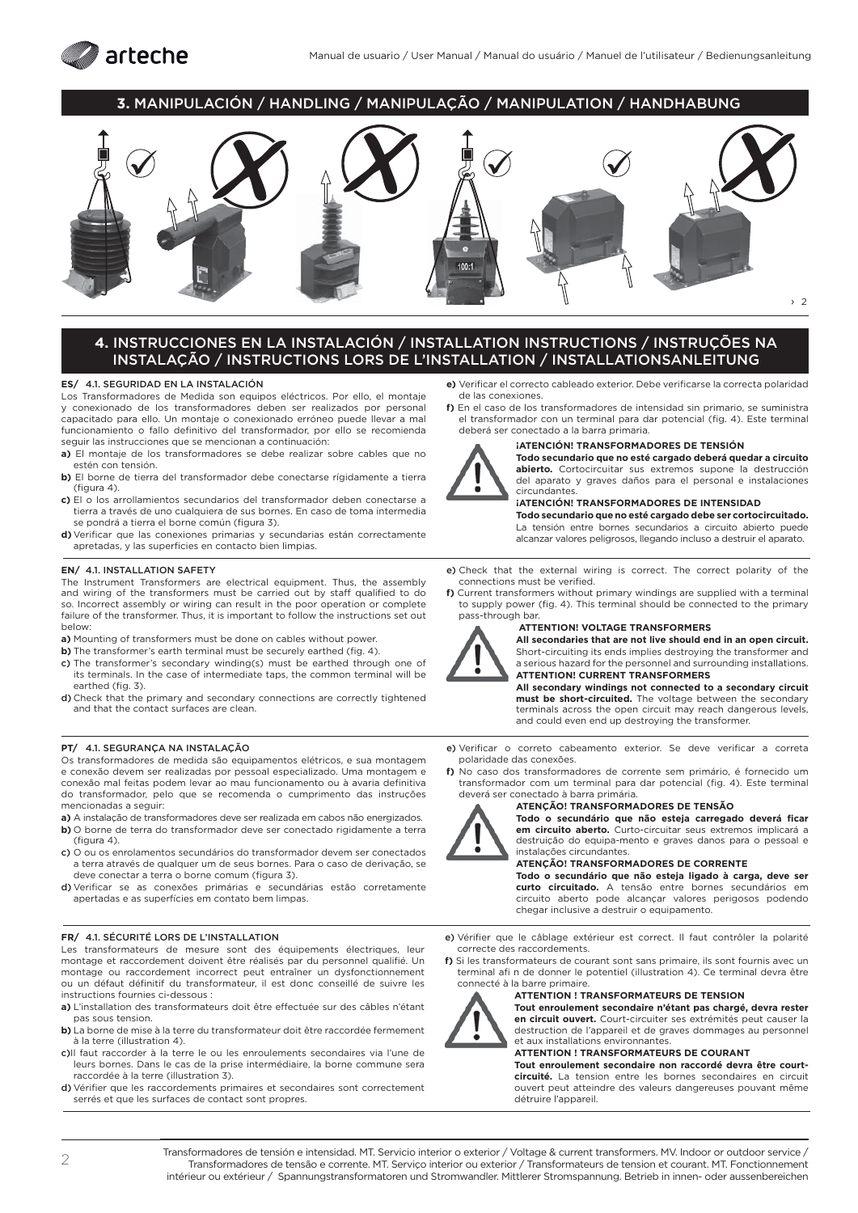## 3. MANIPULACIÓN / HANDLING / MANIPULAÇÃO / MANIPULATION / HANDHABUNG

## 4. INSTRUCCIONES EN LA INSTALACIÓN / INSTALLATION INSTRUCTIONS / INSTRUÇÕES NA INSTALAÇÃO / INSTRUCTIONS LORS DE L'INSTALLATION / INSTALLATIONSANLEITUNG

### ES/ 4.1. SEGURIDAD EN LA INSTALACIÓN

Los Transformadores de Medida son equipos eléctricos. Por ello, el montaje y conexionado de los transformadores deben ser realizados por personal capacitado para ello. Un montaje o conexionado erróneo puede llevar a mal funcionamiento o fallo definitivo del transformador, por ello se recomienda seguir las instrucciones que se mencionan a continuación:

**a)** El montaje de los transformadores se debe realizar sobre cables que no estén con tensión.

**b)** El borne de tierra del transformador debe conectarse rígidamente a tierra (figura 4).

**c)** El o los arrollamientos secundarios del transformador deben conectarse a tierra a través de uno cualquiera de sus bornes. En caso de toma intermedia se pondrá a tierra el borne común (figura 3).

**d)** Verificar que las conexiones primarias y secundarias están correctamente apretadas, y las superficies en contacto bien limpias.

**e)** Verificar el correcto cableado exterior. Debe verificarse la correcta polaridad de las conexiones.

**f)** En el caso de los transformadores de intensidad sin primario, se suministra el transformador con un terminal para dar potencial (fig. 4). Este terminal deberá ser conectado a la barra primaria.

**¡ATENCIÓN! TRANSFORMADORES DE TENSIÓN**
**Todo secundario que no esté cargado deberá quedar a circuito abierto.** Cortocircuitar sus extremos supone la destrucción del aparato y graves daños para el personal e instalaciones circundantes.

**¡ATENCIÓN! TRANSFORMADORES DE INTENSIDAD**
**Todo secundario que no esté cargado debe ser cortocircuitado.** La tensión entre bornes secundarios a circuito abierto puede alcanzar valores peligrosos, llegando incluso a destruir el aparato.

### EN/ 4.1. INSTALLATION SAFETY

The Instrument Transformers are electrical equipment. Thus, the assembly and wiring of the transformers must be carried out by staff qualified to do so. Incorrect assembly or wiring can result in the poor operation or complete failure of the transformer. Thus, it is important to follow the instructions set out below:

**a)** Mounting of transformers must be done on cables without power.

**b)** The transformer's earth terminal must be securely earthed (fig. 4).

**c)** The transformer's secondary winding(s) must be earthed through one of its terminals. In the case of intermediate taps, the common terminal will be earthed (fig. 3).

**d)** Check that the primary and secondary connections are correctly tightened and that the contact surfaces are clean.

**e)** Check that the external wiring is correct. The correct polarity of the connections must be verified.

**f)** Current transformers without primary windings are supplied with a terminal to supply power (fig. 4). This terminal should be connected to the primary pass-through bar.

**ATTENTION! VOLTAGE TRANSFORMERS**
**All secondaries that are not live should end in an open circuit.** Short-circuiting its ends implies destroying the transformer and a serious hazard for the personnel and surrounding installations.

**ATTENTION! CURRENT TRANSFORMERS**
**All secondary windings not connected to a secondary circuit must be short-circuited.** The voltage between the secondary terminals across the open circuit may reach dangerous levels, and could even end up destroying the transformer.

### PT/ 4.1. SEGURANÇA NA INSTALAÇÃO

Os transformadores de medida são equipamentos elétricos, e sua montagem e conexão devem ser realizadas por pessoal especializado. Uma montagem e conexão mal feitas podem levar ao mau funcionamento ou à avaria definitiva do transformador, pelo que se recomenda o cumprimento das instruções mencionadas a seguir:

**a)** A instalação de transformadores deve ser realizada em cabos não energizados.

**b)** O borne de terra do transformador deve ser conectado rigidamente a terra (figura 4).

**c)** O ou os enrolamentos secundários do transformador devem ser conectados a terra através de qualquer um de seus bornes. Para o caso de derivação, se deve conectar a terra o borne comum (figura 3).

**d)** Verificar se as conexões primárias e secundárias estão corretamente apertadas e as superfícies em contato bem limpas.

**e)** Verificar o correto cabeamento exterior. Se deve verificar a correta polaridade das conexões.

**f)** No caso dos transformadores de corrente sem primário, é fornecido um transformador com um terminal para dar potencial (fig. 4). Este terminal deverá ser conectado à barra primária.

**ATENÇÃO! TRANSFORMADORES DE TENSÃO**
**Todo o secundário que não esteja carregado deverá ficar em circuito aberto.** Curto-circuitar seus extremos implicará a destruição do equipa-mento e graves danos para o pessoal e instalações circundantes.

**ATENÇÃO! TRANSFORMADORES DE CORRENTE**
**Todo o secundário que não esteja ligado à carga, deve ser curto circuitado.** A tensão entre bornes secundários em circuito aberto pode alcançar valores perigosos podendo chegar inclusive a destruir o equipamento.

### FR/ 4.1. SÉCURITÉ LORS DE L'INSTALLATION

Les transformateurs de mesure sont des équipements électriques, leur montage et raccordement doivent être réalisés par du personnel qualifié. Un montage ou raccordement incorrect peut entraîner un dysfonctionnement ou un défaut définitif du transformateur, il est donc conseillé de suivre les instructions fournies ci-dessous :

**a)** L'installation des transformateurs doit être effectuée sur des câbles n'étant pas sous tension.

**b)** La borne de mise à la terre du transformateur doit être raccordée fermement à la terre (illustration 4).

**c)** Il faut raccorder à la terre le ou les enroulements secondaires via l'une de leurs bornes. Dans le cas de la prise intermédiaire, la borne commune sera raccordée à la terre (illustration 3).

**d)** Vérifier que les raccordements primaires et secondaires sont correctement serrés et que les surfaces de contact sont propres.

**e)** Vérifier que le câblage extérieur est correct. Il faut contrôler la polarité correcte des raccordements.

**f)** Si les transformateurs de courant sont sans primaire, ils sont fournis avec un terminal afi n de donner le potentiel (illustration 4). Ce terminal devra être connecté à la barre primaire.

**ATTENTION ! TRANSFORMATEURS DE TENSION**
**Tout enroulement secondaire n'étant pas chargé, devra rester en circuit ouvert.** Court-circuiter ses extrémités peut causer la destruction de l'appareil et de graves dommages au personnel et aux installations environnantes.

**ATTENTION ! TRANSFORMATEURS DE COURANT**
**Tout enroulement secondaire non raccordé devra être court-circuité.** La tension entre les bornes secondaires en circuit ouvert peut atteindre des valeurs dangereuses pouvant même détruire l'appareil.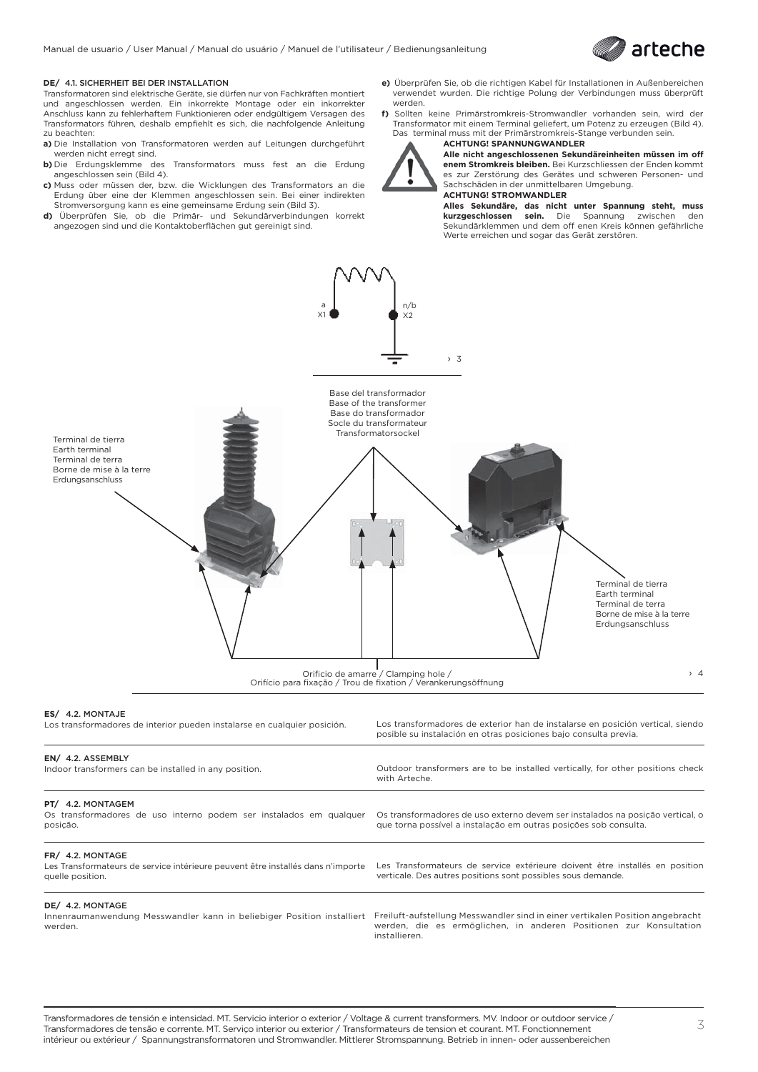**DE/ 4.1. SICHERHEIT BEI DER INSTALLATION**

Transformatoren sind elektrische Geräte, sie dürfen nur von Fachkräften montiert und angeschlossen werden. Ein inkorrekte Montage oder ein inkorrekter Anschluss kann zu fehlerhaftem Funktionieren oder endgültigem Versagen des Transformators führen, deshalb empfiehlt es sich, die nachfolgende Anleitung zu beachten:

**a)** Die Installation von Transformatoren werden auf Leitungen durchgeführt werden nicht erregt sind.

**b)** Die Erdungsklemme des Transformators muss fest an die Erdung angeschlossen sein (Bild 4).

**c)** Muss oder müssen der, bzw. die Wicklungen des Transformators an die Erdung über eine der Klemmen angeschlossen sein. Bei einer indirekten Stromversorgung kann es eine gemeinsame Erdung sein (Bild 3).

**d)** Überprüfen Sie, ob die Primär- und Sekundärverbindungen korrekt angezogen sind und die Kontaktoberflächen gut gereinigt sind.

**e)** Überprüfen Sie, ob die richtigen Kabel für Installationen in Außenbereichen verwendet wurden. Die richtige Polung der Verbindungen muss überprüft werden.

**f)** Sollten keine Primärstromkreis-Stromwandler vorhanden sein, wird der Transformator mit einem Terminal geliefert, um Potenz zu erzeugen (Bild 4). Das terminal muss mit der Primärstromkreis-Stange verbunden sein.

**ACHTUNG! SPANNUNGWANDLER**

**Alle nicht angeschlossenen Sekundäreinheiten müssen im off enem Stromkreis bleiben.** Bei Kurzschliessen der Enden kommt es zur Zerstörung des Gerätes und schweren Personen- und Sachschäden in der unmittelbaren Umgebung.

**ACHTUNG! STROMWANDLER**

**Alles Sekundäre, das nicht unter Spannung steht, muss kurzgeschlossen sein.** Die Spannung zwischen den Sekundärklemmen und dem off enen Kreis können gefährliche Werte erreichen und sogar das Gerät zerstören.

a X1 — n/b X2

› 3

Base del transformador
Base of the transformer
Base do transformador
Socle du transformateur
Transformatorsockel

Terminal de tierra
Earth terminal
Terminal de terra
Borne de mise à la terre
Erdungsanschluss

Orificio de amarre / Clamping hole / Orifício para fixação / Trou de fixation / Verankerungsöffnung

› 4

**ES/ 4.2. MONTAJE**

Los transformadores de interior pueden instalarse en cualquier posición.

Los transformadores de exterior han de instalarse en posición vertical, siendo posible su instalación en otras posiciones bajo consulta previa.

**EN/ 4.2. ASSEMBLY**

Indoor transformers can be installed in any position.

Outdoor transformers are to be installed vertically, for other positions check with Arteche.

**PT/ 4.2. MONTAGEM**

Os transformadores de uso interno podem ser instalados em qualquer posição.

Os transformadores de uso externo devem ser instalados na posição vertical, o que torna possível a instalação em outras posições sob consulta.

**FR/ 4.2. MONTAGE**

Les Transformateurs de service intérieure peuvent être installés dans n'importe quelle position.

Les Transformateurs de service extérieure doivent être installés en position verticale. Des autres positions sont possibles sous demande.

**DE/ 4.2. MONTAGE**

Innenraumanwendung Messwandler kann in beliebiger Position installiert werden.

Freiluft-aufstellung Messwandler sind in einer vertikalen Position angebracht werden, die es ermöglichen, in anderen Positionen zur Konsultation installieren.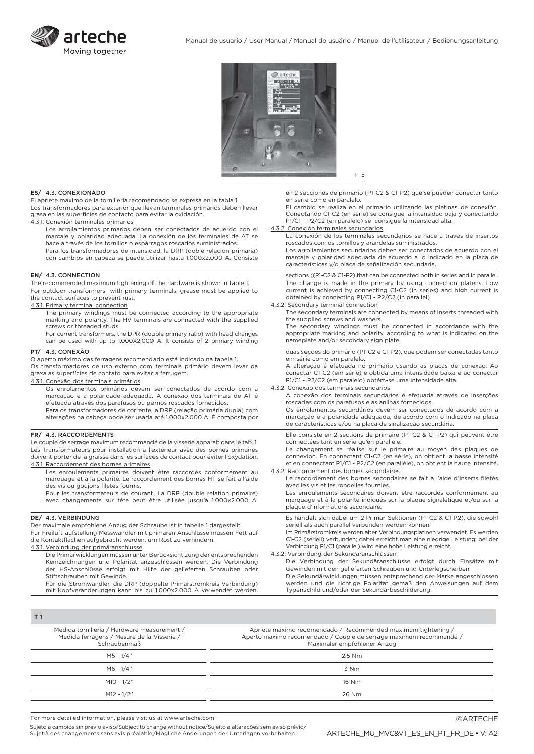› 5

## ES/ 4.3. CONEXIONADO

El apriete máximo de la tornillería recomendado se expresa en la tabla 1.
Los transformadores para exterior que llevan terminales primarios deben llevar grasa en las superficies de contacto para evitar la oxidación.

4.3.1. Conexión terminales primarios

Los arrollamientos primarios deben ser conectados de acuerdo con el marcaje y polaridad adecuada. La conexión de los terminales de AT se hace a través de los tornillos o espárragos roscados suministrados.
Para los transformadores de intensidad, la DRP (doble relación primaria) con cambios en cabeza se puede utilizar hasta 1.000x2.000 A. Consiste en 2 secciones de primario (P1-C2 & C1-P2) que se pueden conectar tanto en serie como en paralelo.
El cambio se realiza en el primario utilizando las pletinas de conexión. Conectando C1-C2 (en serie) se consigue la intensidad baja y conectando P1/C1 - P2/C2 (en paralelo) se consigue la intensidad alta.

4.3.2. Conexión terminales secundarios

La conexión de los terminales secundarios se hace a través de insertos roscados con los tornillos y arandelas suministrados.
Los arrollamientos secundarios deben ser conectados de acuerdo con el marcaje y polaridad adecuada de acuerdo a lo indicado en la placa de características y/o placa de señalización secundaria.

## EN/ 4.3. CONNECTION

The recommended maximum tightening of the hardware is shown in table 1.
For outdoor transformers with primary terminals, grease must be applied to the contact surfaces to prevent rust.

4.3.1. Primary terminal connection

The primary windings must be connected according to the appropriate marking and polarity. The HV terminals are connected with the supplied screws or threaded studs.
For current transformers, the DPR (double primary ratio) with head changes can be used with up to 1,000X2,000 A. It consists of 2 primary winding sections ((P1-C2 & C1-P2) that can be connected both in series and in parallel. The change is made in the primary by using connection platens. Low current is achieved by connecting C1-C2 (in series) and high current is obtained by connecting P1/C1 - P2/C2 (in parallel).

4.3.2. Secondary terminal connection

The secondary terminals are connected by means of inserts threaded with the supplied screws and washers.
The secondary windings must be connected in accordance with the appropriate marking and polarity, according to what is indicated on the nameplate and/or secondary sign plate.

## PT/ 4.3. CONEXÃO

O aperto máximo das ferragens recomendado está indicado na tabela 1.
Os transformadores de uso externo com terminais primário devem levar da graxa as superfícies de contato para evitar a ferrugem.

4.3.1. Conexão dos terminais primários

Os enrolamentos primários devem ser conectados de acordo com a marcação e a polaridade adequada. A conexão dos terminais de AT é efetuada através dos parafusos ou pernos roscados fornecidos.
Para os transformadores de corrente, a DRP (relação primária dupla) com alterações na cabeça pode ser usada até 1.000x2.000 A. É composta por duas seções do primário (P1-C2 e C1-P2), que podem ser conectadas tanto em série como em paralelo.
A alteração é efetuada no primário usando as placas de conexão. Ao conectar C1-C2 (em série) é obtida uma intensidade baixa e ao conectar P1/C1 - P2/C2 (em paralelo) obtém-se uma intensidade alta.

4.3.2. Conexão dos terminais secundários

A conexão dos terminais secundários é efetuada através de inserções roscadas com os parafusos e as anilhas fornecidos.
Os enrolamentos secundários devem ser conectados de acordo com a marcação e a polaridade adequada, de acordo com o indicado na placa de características e/ou na placa de sinalização secundária.

## FR/ 4.3. RACCORDEMENTS

Le couple de serrage maximum recommandé de la visserie apparaît dans le tab. 1.
Les Transformateurs pour installation à l'extérieur avec des bornes primaires doivent porter de la graisse dans les surfaces de contact pour éviter l'oxydation.

4.3.1. Raccordement des bornes primaires

Les enroulements primaires doivent être raccordés conformément au marquage et à la polarité. Le raccordement des bornes HT se fait à l'aide des vis ou goujons filetés fournis.
Pour les transformateurs de courant, La DRP (double relation primaire) avec changements sur tête peut être utilisée jusqu'à 1.000x2.000 A. Elle consiste en 2 sections de primaire (P1-C2 & C1-P2) qui peuvent être connectées tant en série qu'en parallèle.
Le changement se réalise sur le primaire au moyen des plaques de connexion. En connectant C1-C2 (en série), on obtient la basse intensité et en connectant P1/C1 - P2/C2 (en parallèle), on obtient la haute intensité.

4.3.2. Raccordement des bornes secondaires

Le raccordement des bornes secondaires se fait à l'aide d'inserts filetés avec les vis et les rondelles fournies.
Les enroulements secondaires doivent être raccordés conformément au marquage et à la polarité indiqués sur la plaque signalétique et/ou sur la plaque d'informations secondaire.

## DE/ 4.3. VERBINDUNG

Der maximale empfohlene Anzug der Schraube ist in tabelle 1 dargestellt.
Für Freiluft-aufstellung Messwandler mit primären Anschlüsse müssen Fett auf die Kontaktflächen aufgebracht werden, um Rost zu verhindern.

4.3.1. Verbindung der primäranschlüsse

Die Primärwicklungen müssen unter Berücksichtigung der entsprechenden Kemzeichnungen und Polarität anzuschlossen werden. Die Verbindung der HS-Anschlüsse erfolgt mit Hilfe der gelieferten Schrauben oder Stiftschrauben mit Gewinde.
Für die Stromwandler, die DRP (doppelte Primärstromkreis-Verbindung) mit Kopfveränderungen kann bis zu 1.000x2.000 A verwendet werden. Es handelt sich dabei um 2 Primär-Sektionen (P1-C2 & C1-P2), die sowohl seriell als auch parallel verbunden werden können.
Im Primärstromkreis werden aber Verbindungsplatinen verwendet. Es werden C1-C2 (seriell) verbunden; dabei erreicht man eine niedrige Leistung; bei der Verbindung P1/C1 (parallel) wird eine hohe Leistung erreicht.

4.3.2. Verbindung der Sekundäranschlüssen

Die Verbindung der Sekundäranschlüsse erfolgt durch Einsätze mit Gewinden mit den gelieferten Schrauben und Unterlegscheiben.
Die Sekundärwicklungen müssen entsprechend der Marke angeschlossen werden und die richtige Polarität gemäß den Anweisungen auf dem Typenschild und/oder der Sekundärbeschilderung.

**T 1**

| Medida tornillería / Hardware measurement / Medida ferragens / Mesure de la Visserie / Schraubenmaß | Apriete máximo recomendado / Recommended maximum tightening / Aperto máximo recomendado / Couple de serrage maximum recommandé / Maximaler empfohlener Anzug |
|---|---|
| M5 - 1/4'' | 2.5 Nm |
| M6 - 1/4'' | 3 Nm |
| M10 - 1/2'' | 16 Nm |
| M12 - 1/2'' | 26 Nm |

For more detailed information, please visit us at www.arteche.com

©ARTECHE

Sujeto a cambios sin previo aviso/Subject to change without notice/Sujeito a alterações sem aviso prévio/
Sujet à des changements sans avis préalable/Mögliche Änderungen der Unterlagen vorbehalten

ARTECHE_MU_MVC&VT_ES_EN_PT_FR_DE • V: A2